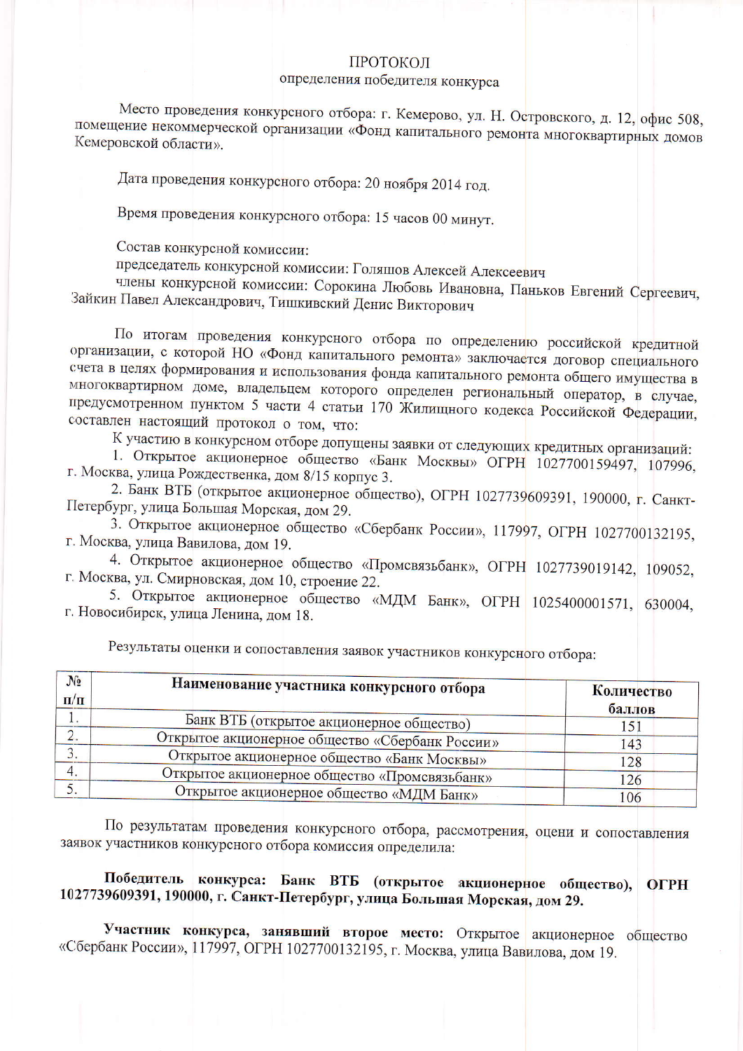# ПРОТОКОЛ

## определения победителя конкурса

Место проведения конкурсного отбора: г. Кемерово, ул. Н. Островского, д. 12, офис 508, помещение некоммерческой организации «Фонд капитального ремонта многоквартирных домов Кемеровской области».

Дата проведения конкурсного отбора: 20 ноября 2014 год.

Время проведения конкурсного отбора: 15 часов 00 минут.

Состав конкурсной комиссии:

председатель конкурсной комиссии: Голяшов Алексей Алексеевич

члены конкурсной комиссии: Сорокина Любовь Ивановна, Паньков Евгений Сергеевич, Зайкин Павел Александрович, Тишкивский Денис Викторович

По итогам проведения конкурсного отбора по определению российской кредитной организации, с которой НО «Фонд капитального ремонта» заключается договор специального счета в целях формирования и использования фонда капитального ремонта общего имущества в многоквартирном доме, владельцем которого определен региональный оператор, в случае, предусмотренном пунктом 5 части 4 статьи 170 Жилищного кодекса Российской Федерации, составлен настоящий протокол о том, что:

К участию в конкурсном отборе допущены заявки от следующих кредитных организаций:

1. Открытое акционерное общество «Банк Москвы» ОГРН 1027700159497, 107996, г. Москва, улица Рождественка, дом 8/15 корпус 3.
2. Банк ВТБ (открытое акционерное общество), ОГРН 1027739609391, 190000, г. Санкт-Петербург, улица Большая Морская, дом 29.
3. Открытое акционерное общество «Сбербанк России», 117997, ОГРН 1027700132195, г. Москва, улица Вавилова, дом 19.
4. Открытое акционерное общество «Промсвязьбанк», ОГРН 1027739019142, 109052, г. Москва, ул. Смирновская, дом 10, строение 22.
5. Открытое акционерное общество «МДМ Банк», ОГРН 1025400001571, 630004, г. Новосибирск, улица Ленина, дом 18.

Результаты оценки и сопоставления заявок участников конкурсного отбора:

| № п/п | Наименование участника конкурсного отбора | Количество баллов |
|---|---|---|
| 1. | Банк ВТБ (открытое акционерное общество) | 151 |
| 2. | Открытое акционерное общество «Сбербанк России» | 143 |
| 3. | Открытое акционерное общество «Банк Москвы» | 128 |
| 4. | Открытое акционерное общество «Промсвязьбанк» | 126 |
| 5. | Открытое акционерное общество «МДМ Банк» | 106 |

По результатам проведения конкурсного отбора, рассмотрения, оцени и сопоставления заявок участников конкурсного отбора комиссия определила:

**Победитель конкурса: Банк ВТБ (открытое акционерное общество), ОГРН 1027739609391, 190000, г. Санкт-Петербург, улица Большая Морская, дом 29.**

**Участник конкурса, занявший второе место:** Открытое акционерное общество «Сбербанк России», 117997, ОГРН 1027700132195, г. Москва, улица Вавилова, дом 19.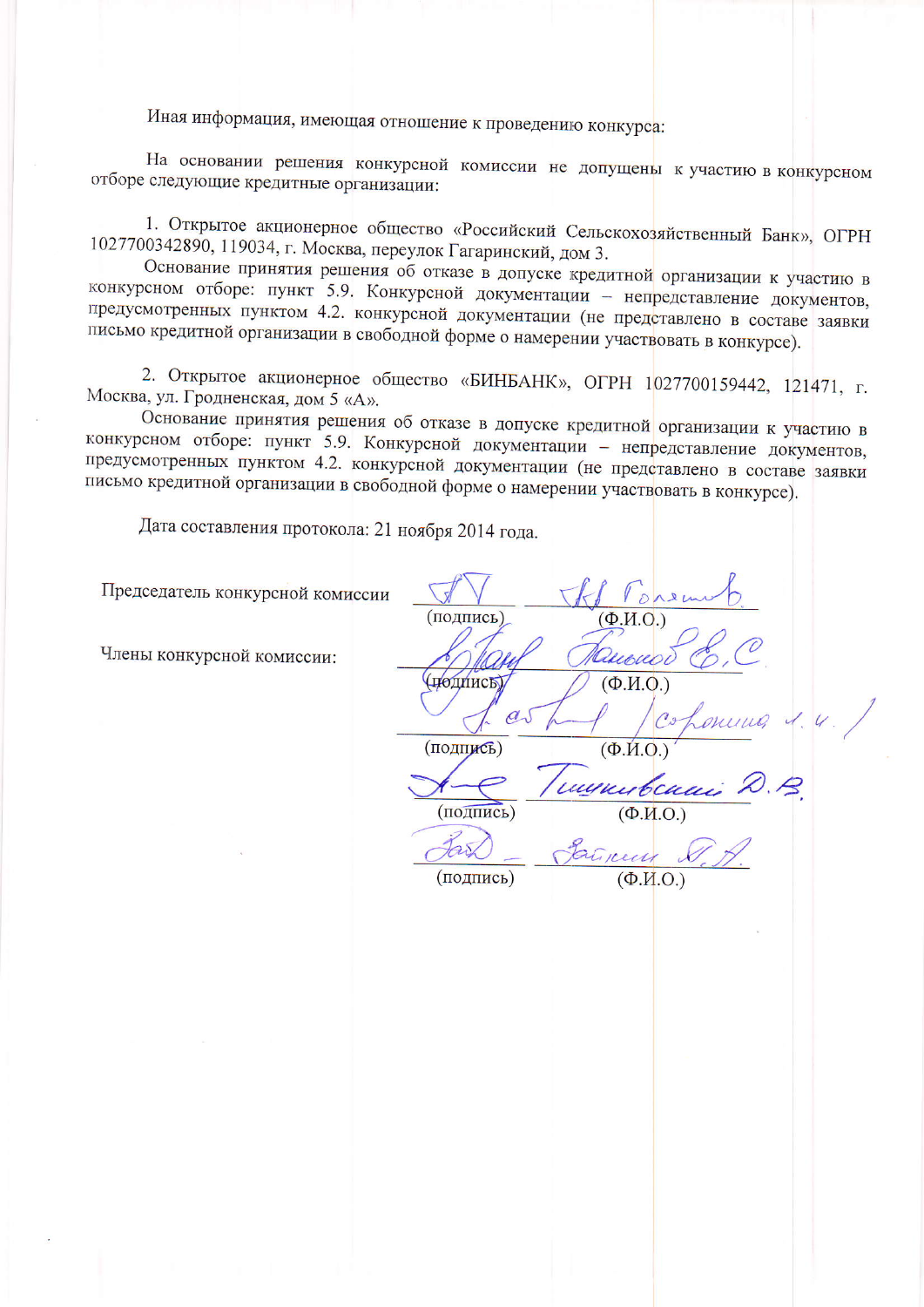Иная информация, имеющая отношение к проведению конкурса:

На основании решения конкурсной комиссии не допущены к участию в конкурсном отборе следующие кредитные организации:

1. Открытое акционерное общество «Российский Сельскохозяйственный Банк», ОГРН 1027700342890, 119034, г. Москва, переулок Гагаринский, дом 3.
Основание принятия решения об отказе в допуске кредитной организации к участию в конкурсном отборе: пункт 5.9. Конкурсной документации – непредставление документов, предусмотренных пунктом 4.2. конкурсной документации (не представлено в составе заявки письмо кредитной организации в свободной форме о намерении участвовать в конкурсе).

2. Открытое акционерное общество «БИНБАНК», ОГРН 1027700159442, 121471, г. Москва, ул. Гродненская, дом 5 «А».
Основание принятия решения об отказе в допуске кредитной организации к участию в конкурсном отборе: пункт 5.9. Конкурсной документации – непредставление документов, предусмотренных пунктом 4.2. конкурсной документации (не представлено в составе заявки письмо кредитной организации в свободной форме о намерении участвовать в конкурсе).

Дата составления протокола: 21 ноября 2014 года.

Председатель конкурсной комиссии ________ (подпись) ________ (Ф.И.О.)

Члены конкурсной комиссии:

________ (подпись) ________ (Ф.И.О.)

________ (подпись) ________ (Ф.И.О.)

________ (подпись) ________ (Ф.И.О.)

________ (подпись) ________ (Ф.И.О.)